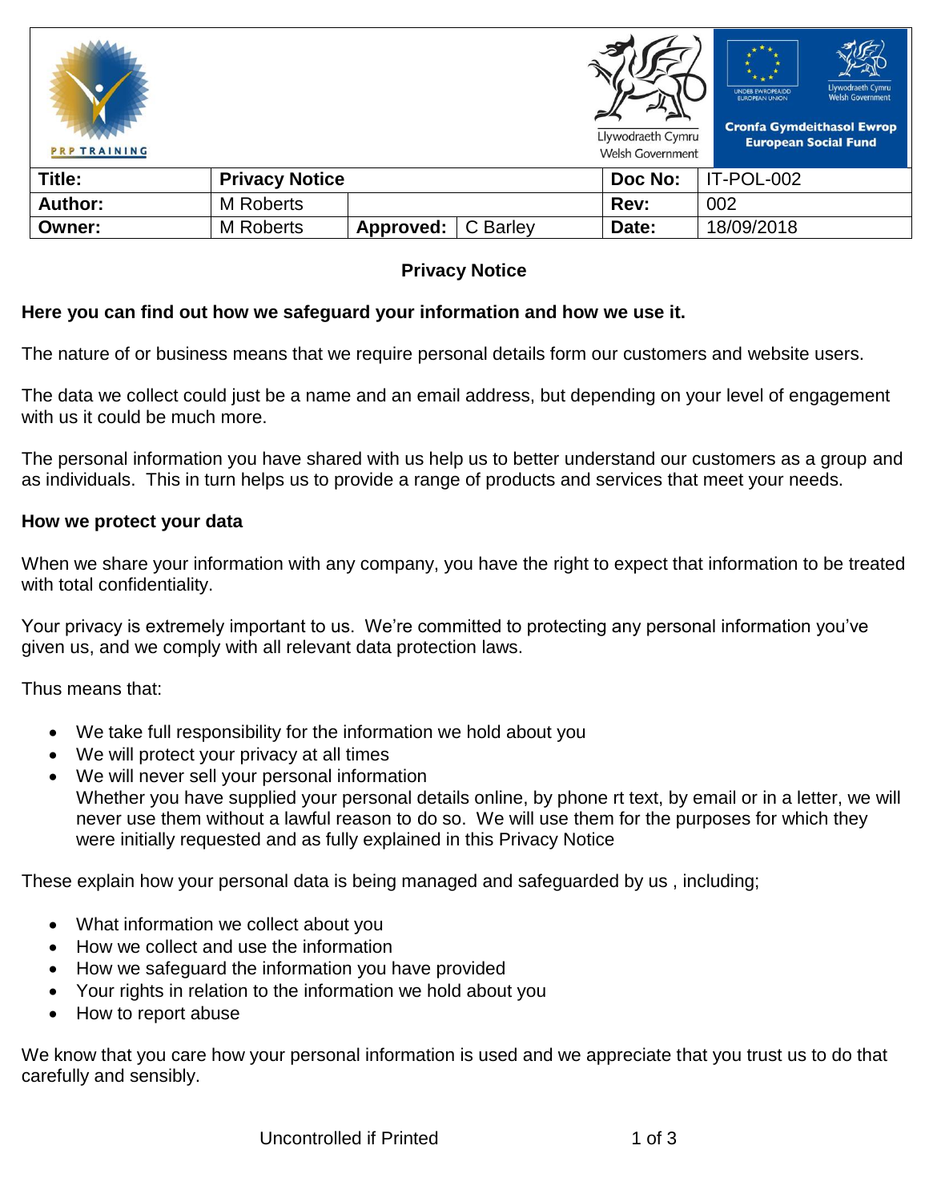| Title: | Privacy Notice | | | Doc No: | IT-POL-002 |
|---|---|---|---|---|---|
| Author: | M Roberts | | | Rev: | 002 |
| Owner: | M Roberts | Approved: | C Barley | Date: | 18/09/2018 |

# Privacy Notice

**Here you can find out how we safeguard your information and how we use it.**

The nature of or business means that we require personal details form our customers and website users.

The data we collect could just be a name and an email address, but depending on your level of engagement with us it could be much more.

The personal information you have shared with us help us to better understand our customers as a group and as individuals. This in turn helps us to provide a range of products and services that meet your needs.

## How we protect your data

When we share your information with any company, you have the right to expect that information to be treated with total confidentiality.

Your privacy is extremely important to us. We're committed to protecting any personal information you've given us, and we comply with all relevant data protection laws.

Thus means that:

- We take full responsibility for the information we hold about you
- We will protect your privacy at all times
- We will never sell your personal information
  Whether you have supplied your personal details online, by phone rt text, by email or in a letter, we will never use them without a lawful reason to do so. We will use them for the purposes for which they were initially requested and as fully explained in this Privacy Notice

These explain how your personal data is being managed and safeguarded by us , including;

- What information we collect about you
- How we collect and use the information
- How we safeguard the information you have provided
- Your rights in relation to the information we hold about you
- How to report abuse

We know that you care how your personal information is used and we appreciate that you trust us to do that carefully and sensibly.

Uncontrolled if Printed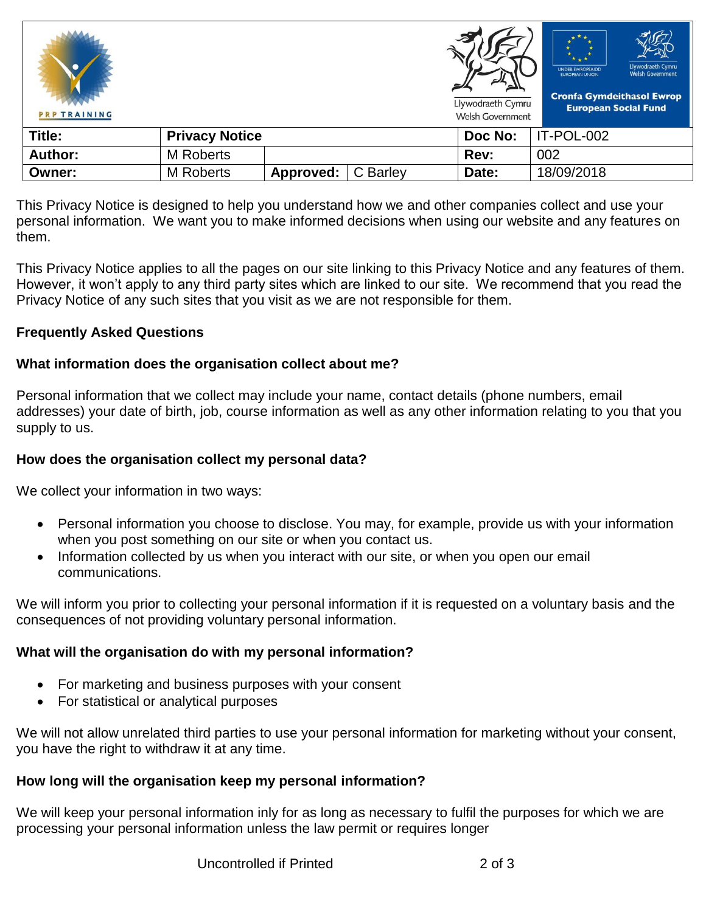| Title: | Privacy Notice | | | Doc No: | IT-POL-002 |
|---|---|---|---|---|---|
| Author: | M Roberts | | | Rev: | 002 |
| Owner: | M Roberts | Approved: | C Barley | Date: | 18/09/2018 |

This Privacy Notice is designed to help you understand how we and other companies collect and use your personal information. We want you to make informed decisions when using our website and any features on them.

This Privacy Notice applies to all the pages on our site linking to this Privacy Notice and any features of them. However, it won't apply to any third party sites which are linked to our site. We recommend that you read the Privacy Notice of any such sites that you visit as we are not responsible for them.

**Frequently Asked Questions**

**What information does the organisation collect about me?**

Personal information that we collect may include your name, contact details (phone numbers, email addresses) your date of birth, job, course information as well as any other information relating to you that you supply to us.

**How does the organisation collect my personal data?**

We collect your information in two ways:

- Personal information you choose to disclose. You may, for example, provide us with your information when you post something on our site or when you contact us.
- Information collected by us when you interact with our site, or when you open our email communications.

We will inform you prior to collecting your personal information if it is requested on a voluntary basis and the consequences of not providing voluntary personal information.

**What will the organisation do with my personal information?**

- For marketing and business purposes with your consent
- For statistical or analytical purposes

We will not allow unrelated third parties to use your personal information for marketing without your consent, you have the right to withdraw it at any time.

**How long will the organisation keep my personal information?**

We will keep your personal information inly for as long as necessary to fulfil the purposes for which we are processing your personal information unless the law permit or requires longer

Uncontrolled if Printed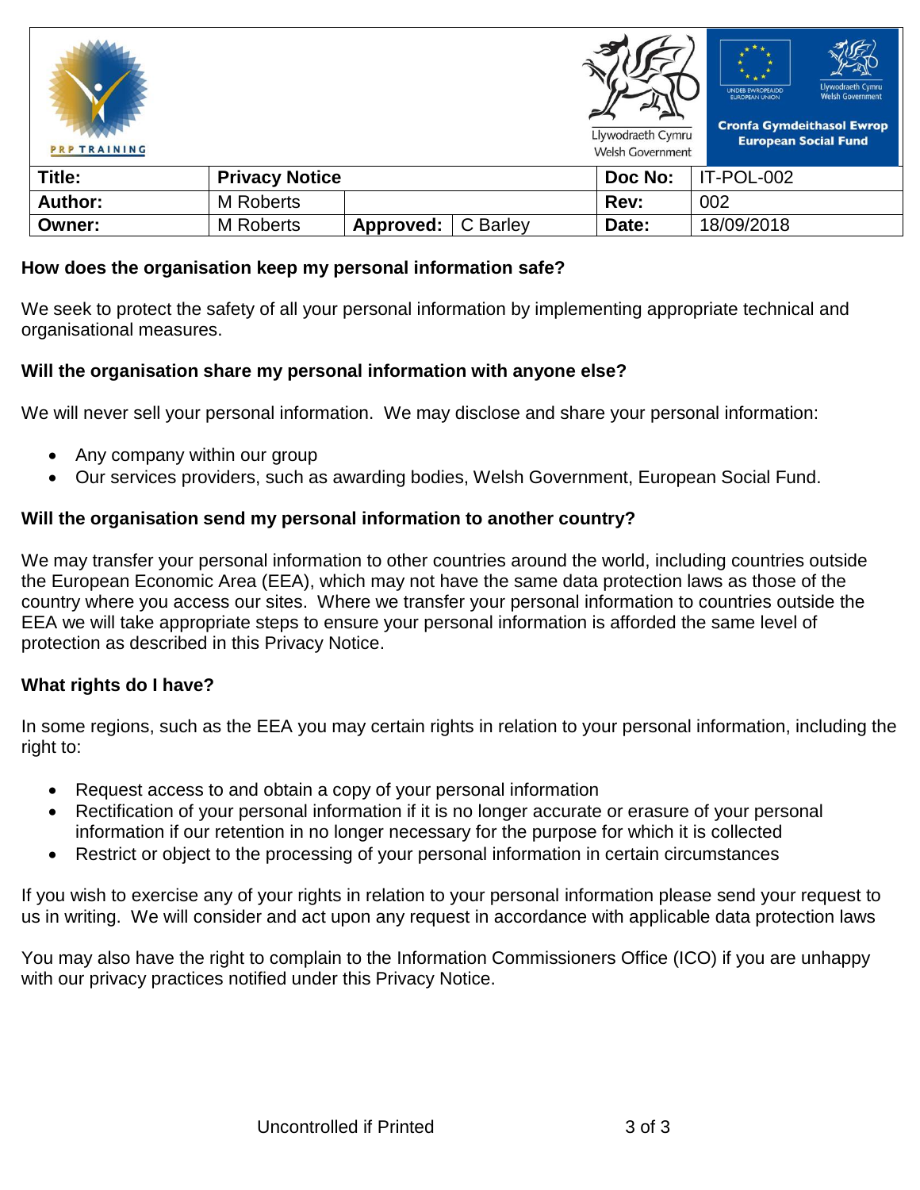| Title: | Privacy Notice | | | Doc No: | IT-POL-002 |
|---|---|---|---|---|---|
| Author: | M Roberts | | | Rev: | 002 |
| Owner: | M Roberts | Approved: | C Barley | Date: | 18/09/2018 |

**How does the organisation keep my personal information safe?**

We seek to protect the safety of all your personal information by implementing appropriate technical and organisational measures.

**Will the organisation share my personal information with anyone else?**

We will never sell your personal information. We may disclose and share your personal information:

- Any company within our group
- Our services providers, such as awarding bodies, Welsh Government, European Social Fund.

**Will the organisation send my personal information to another country?**

We may transfer your personal information to other countries around the world, including countries outside the European Economic Area (EEA), which may not have the same data protection laws as those of the country where you access our sites. Where we transfer your personal information to countries outside the EEA we will take appropriate steps to ensure your personal information is afforded the same level of protection as described in this Privacy Notice.

**What rights do I have?**

In some regions, such as the EEA you may certain rights in relation to your personal information, including the right to:

- Request access to and obtain a copy of your personal information
- Rectification of your personal information if it is no longer accurate or erasure of your personal information if our retention in no longer necessary for the purpose for which it is collected
- Restrict or object to the processing of your personal information in certain circumstances

If you wish to exercise any of your rights in relation to your personal information please send your request to us in writing. We will consider and act upon any request in accordance with applicable data protection laws

You may also have the right to complain to the Information Commissioners Office (ICO) if you are unhappy with our privacy practices notified under this Privacy Notice.

Uncontrolled if Printed